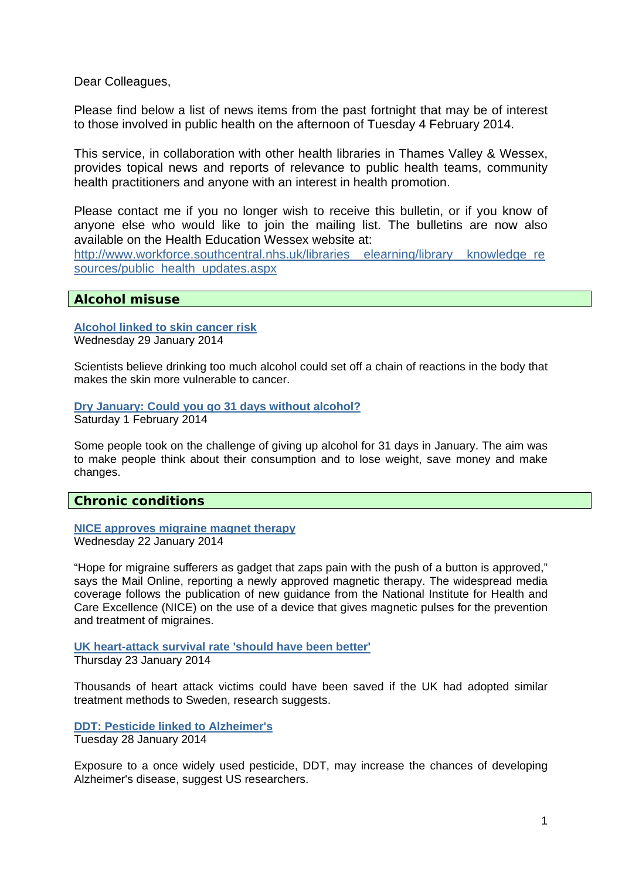Dear Colleagues,

Please find below a list of news items from the past fortnight that may be of interest to those involved in public health on the afternoon of Tuesday 4 February 2014.

This service, in collaboration with other health libraries in Thames Valley & Wessex, provides topical news and reports of relevance to public health teams, community health practitioners and anyone with an interest in health promotion.

Please contact me if you no longer wish to receive this bulletin, or if you know of anyone else who would like to join the mailing list. The bulletins are now also available on the Health Education Wessex website at:
http://www.workforce.southcentral.nhs.uk/libraries__elearning/library__knowledge_resources/public_health_updates.aspx

## Alcohol misuse

**Alcohol linked to skin cancer risk**
Wednesday 29 January 2014

Scientists believe drinking too much alcohol could set off a chain of reactions in the body that makes the skin more vulnerable to cancer.

**Dry January: Could you go 31 days without alcohol?**
Saturday 1 February 2014

Some people took on the challenge of giving up alcohol for 31 days in January. The aim was to make people think about their consumption and to lose weight, save money and make changes.

## Chronic conditions

**NICE approves migraine magnet therapy**
Wednesday 22 January 2014

"Hope for migraine sufferers as gadget that zaps pain with the push of a button is approved," says the Mail Online, reporting a newly approved magnetic therapy. The widespread media coverage follows the publication of new guidance from the National Institute for Health and Care Excellence (NICE) on the use of a device that gives magnetic pulses for the prevention and treatment of migraines.

**UK heart-attack survival rate 'should have been better'**
Thursday 23 January 2014

Thousands of heart attack victims could have been saved if the UK had adopted similar treatment methods to Sweden, research suggests.

**DDT: Pesticide linked to Alzheimer's**
Tuesday 28 January 2014

Exposure to a once widely used pesticide, DDT, may increase the chances of developing Alzheimer's disease, suggest US researchers.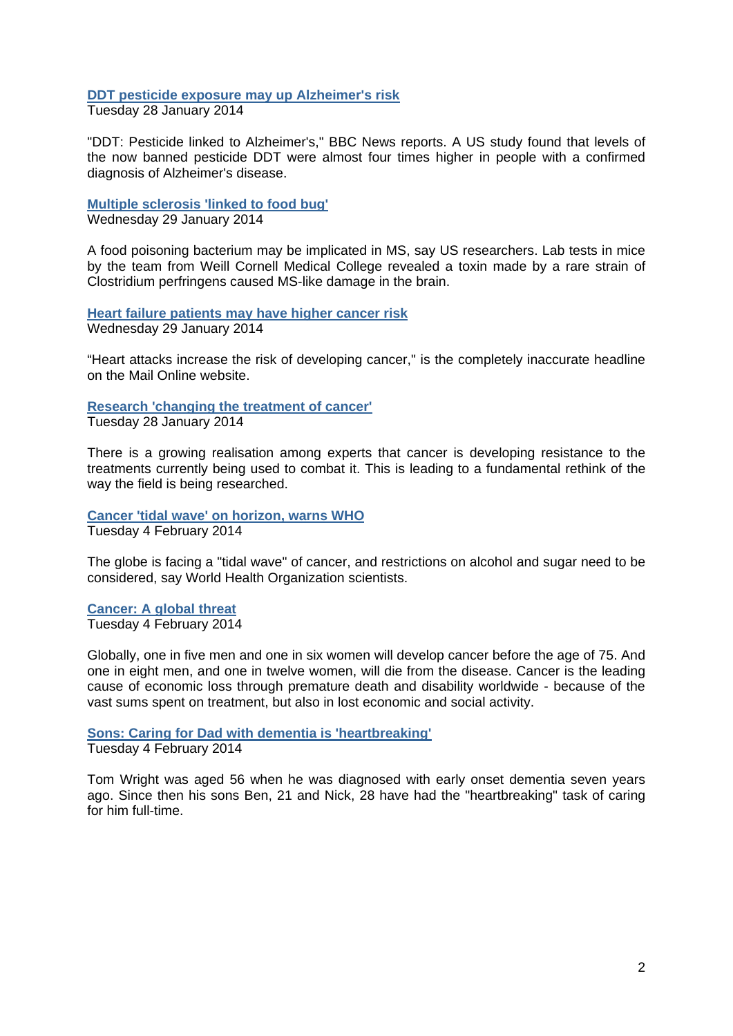[**DDT pesticide exposure may up Alzheimer's risk**]
Tuesday 28 January 2014

"DDT: Pesticide linked to Alzheimer's," BBC News reports. A US study found that levels of the now banned pesticide DDT were almost four times higher in people with a confirmed diagnosis of Alzheimer's disease.

[**Multiple sclerosis 'linked to food bug'**]
Wednesday 29 January 2014

A food poisoning bacterium may be implicated in MS, say US researchers. Lab tests in mice by the team from Weill Cornell Medical College revealed a toxin made by a rare strain of Clostridium perfringens caused MS-like damage in the brain.

[**Heart failure patients may have higher cancer risk**]
Wednesday 29 January 2014

"Heart attacks increase the risk of developing cancer," is the completely inaccurate headline on the Mail Online website.

[**Research 'changing the treatment of cancer'**]
Tuesday 28 January 2014

There is a growing realisation among experts that cancer is developing resistance to the treatments currently being used to combat it. This is leading to a fundamental rethink of the way the field is being researched.

[**Cancer 'tidal wave' on horizon, warns WHO**]
Tuesday 4 February 2014

The globe is facing a "tidal wave" of cancer, and restrictions on alcohol and sugar need to be considered, say World Health Organization scientists.

[**Cancer: A global threat**]
Tuesday 4 February 2014

Globally, one in five men and one in six women will develop cancer before the age of 75. And one in eight men, and one in twelve women, will die from the disease. Cancer is the leading cause of economic loss through premature death and disability worldwide - because of the vast sums spent on treatment, but also in lost economic and social activity.

[**Sons: Caring for Dad with dementia is 'heartbreaking'**]
Tuesday 4 February 2014

Tom Wright was aged 56 when he was diagnosed with early onset dementia seven years ago. Since then his sons Ben, 21 and Nick, 28 have had the "heartbreaking" task of caring for him full-time.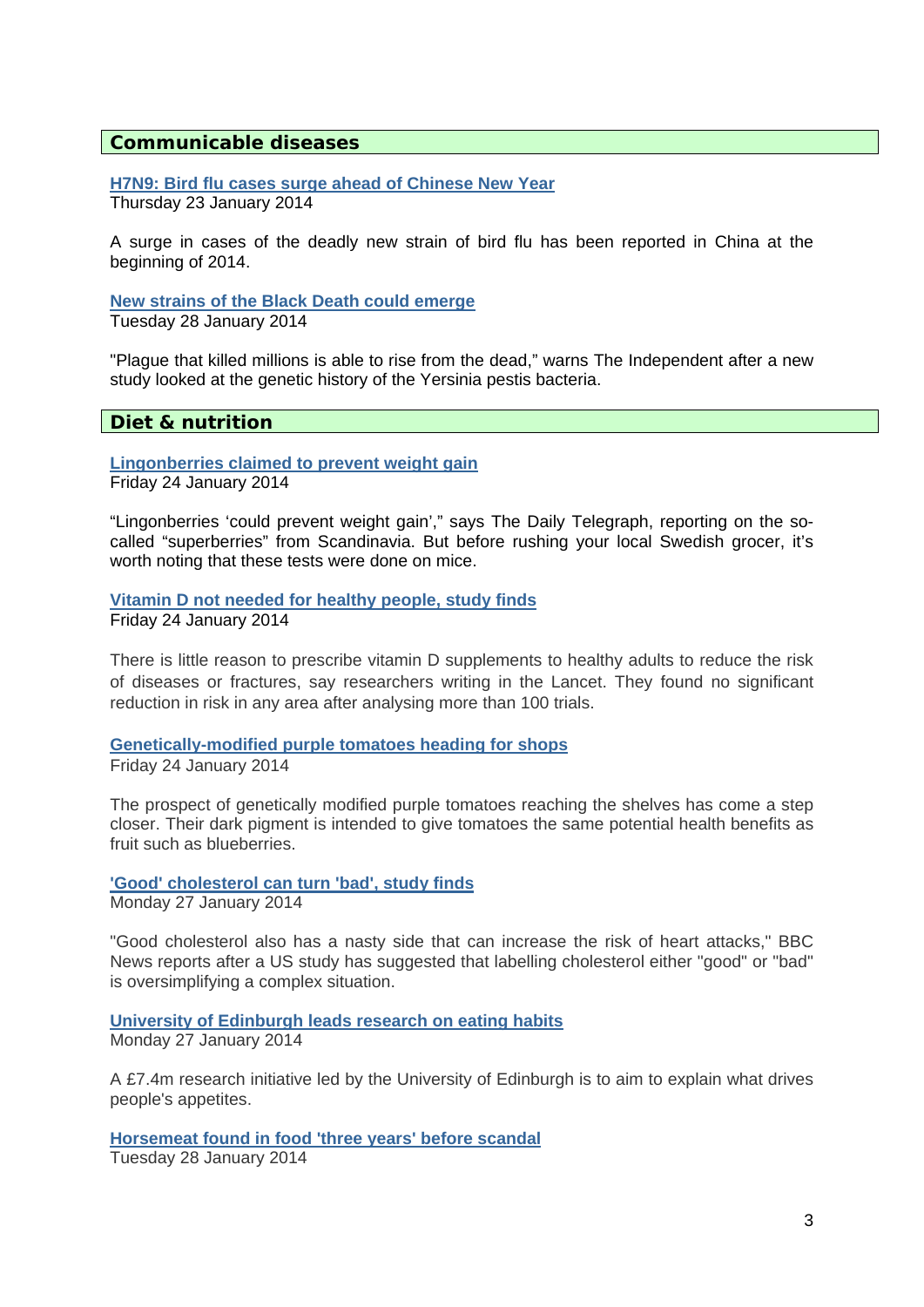## Communicable diseases

**H7N9: Bird flu cases surge ahead of Chinese New Year**
Thursday 23 January 2014

A surge in cases of the deadly new strain of bird flu has been reported in China at the beginning of 2014.

**New strains of the Black Death could emerge**
Tuesday 28 January 2014

"Plague that killed millions is able to rise from the dead," warns The Independent after a new study looked at the genetic history of the Yersinia pestis bacteria.

## Diet & nutrition

**Lingonberries claimed to prevent weight gain**
Friday 24 January 2014

"Lingonberries 'could prevent weight gain'," says The Daily Telegraph, reporting on the so-called "superberries" from Scandinavia. But before rushing your local Swedish grocer, it's worth noting that these tests were done on mice.

**Vitamin D not needed for healthy people, study finds**
Friday 24 January 2014

There is little reason to prescribe vitamin D supplements to healthy adults to reduce the risk of diseases or fractures, say researchers writing in the Lancet. They found no significant reduction in risk in any area after analysing more than 100 trials.

**Genetically-modified purple tomatoes heading for shops**
Friday 24 January 2014

The prospect of genetically modified purple tomatoes reaching the shelves has come a step closer. Their dark pigment is intended to give tomatoes the same potential health benefits as fruit such as blueberries.

**'Good' cholesterol can turn 'bad', study finds**
Monday 27 January 2014

"Good cholesterol also has a nasty side that can increase the risk of heart attacks," BBC News reports after a US study has suggested that labelling cholesterol either "good" or "bad" is oversimplifying a complex situation.

**University of Edinburgh leads research on eating habits**
Monday 27 January 2014

A £7.4m research initiative led by the University of Edinburgh is to aim to explain what drives people's appetites.

**Horsemeat found in food 'three years' before scandal**
Tuesday 28 January 2014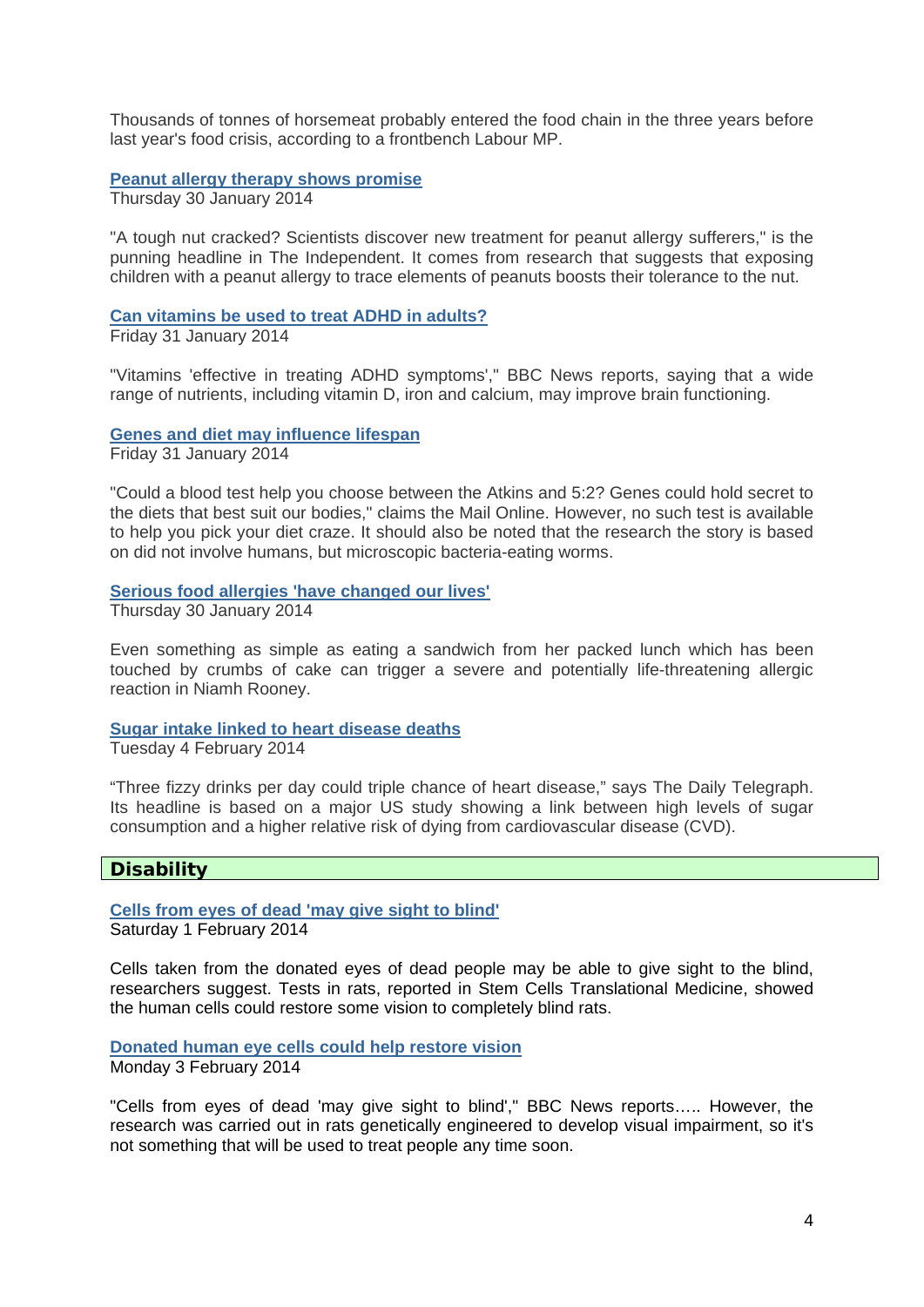Thousands of tonnes of horsemeat probably entered the food chain in the three years before last year's food crisis, according to a frontbench Labour MP.

**Peanut allergy therapy shows promise**
Thursday 30 January 2014

"A tough nut cracked? Scientists discover new treatment for peanut allergy sufferers," is the punning headline in The Independent. It comes from research that suggests that exposing children with a peanut allergy to trace elements of peanuts boosts their tolerance to the nut.

**Can vitamins be used to treat ADHD in adults?**
Friday 31 January 2014

"Vitamins 'effective in treating ADHD symptoms'," BBC News reports, saying that a wide range of nutrients, including vitamin D, iron and calcium, may improve brain functioning.

**Genes and diet may influence lifespan**
Friday 31 January 2014

"Could a blood test help you choose between the Atkins and 5:2? Genes could hold secret to the diets that best suit our bodies," claims the Mail Online. However, no such test is available to help you pick your diet craze. It should also be noted that the research the story is based on did not involve humans, but microscopic bacteria-eating worms.

**Serious food allergies 'have changed our lives'**
Thursday 30 January 2014

Even something as simple as eating a sandwich from her packed lunch which has been touched by crumbs of cake can trigger a severe and potentially life-threatening allergic reaction in Niamh Rooney.

**Sugar intake linked to heart disease deaths**
Tuesday 4 February 2014

"Three fizzy drinks per day could triple chance of heart disease," says The Daily Telegraph. Its headline is based on a major US study showing a link between high levels of sugar consumption and a higher relative risk of dying from cardiovascular disease (CVD).

## Disability

**Cells from eyes of dead 'may give sight to blind'**
Saturday 1 February 2014

Cells taken from the donated eyes of dead people may be able to give sight to the blind, researchers suggest. Tests in rats, reported in Stem Cells Translational Medicine, showed the human cells could restore some vision to completely blind rats.

**Donated human eye cells could help restore vision**
Monday 3 February 2014

"Cells from eyes of dead 'may give sight to blind'," BBC News reports….. However, the research was carried out in rats genetically engineered to develop visual impairment, so it's not something that will be used to treat people any time soon.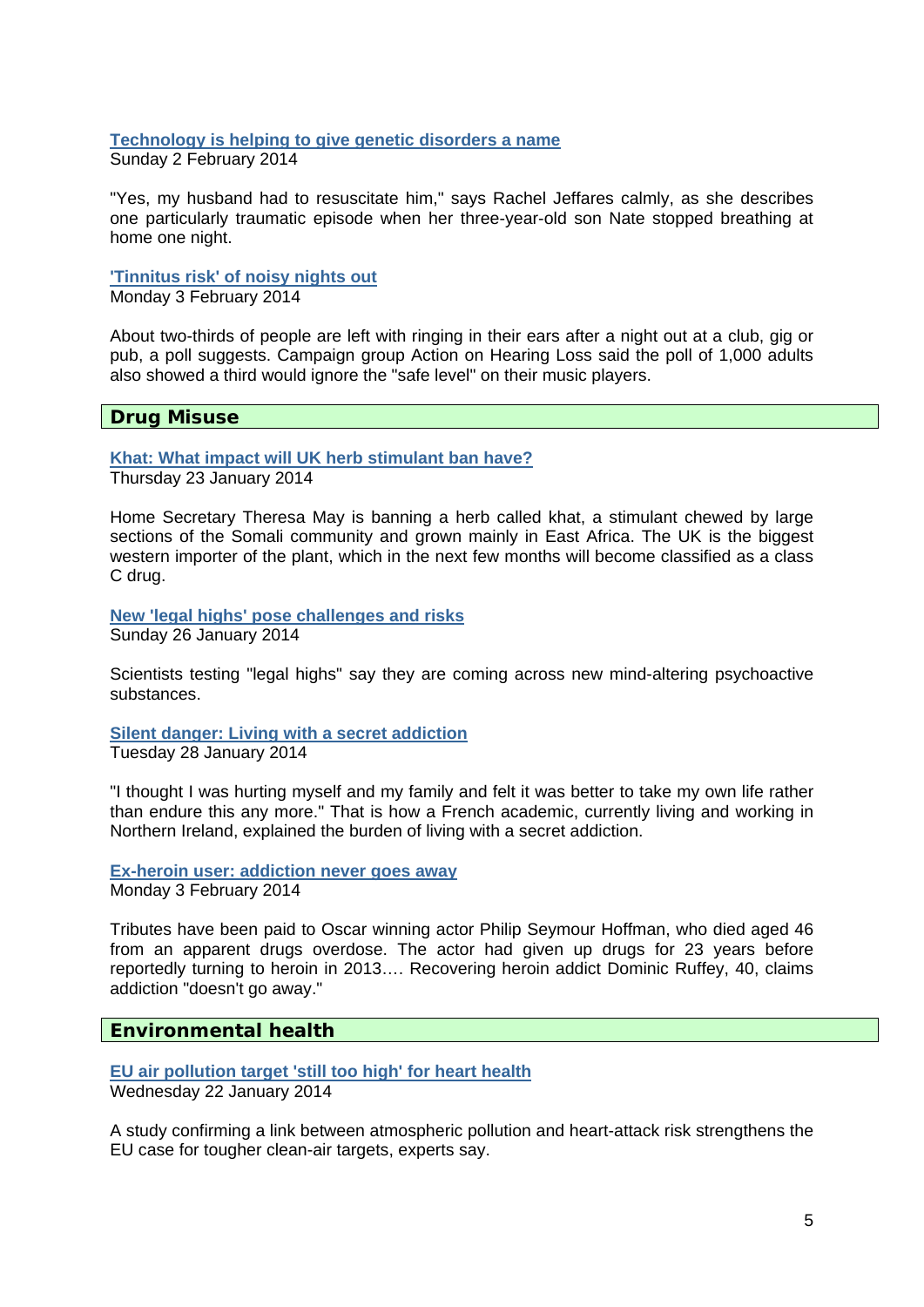**Technology is helping to give genetic disorders a name**
Sunday 2 February 2014

"Yes, my husband had to resuscitate him," says Rachel Jeffares calmly, as she describes one particularly traumatic episode when her three-year-old son Nate stopped breathing at home one night.

**'Tinnitus risk' of noisy nights out**
Monday 3 February 2014

About two-thirds of people are left with ringing in their ears after a night out at a club, gig or pub, a poll suggests. Campaign group Action on Hearing Loss said the poll of 1,000 adults also showed a third would ignore the "safe level" on their music players.

## Drug Misuse

**Khat: What impact will UK herb stimulant ban have?**
Thursday 23 January 2014

Home Secretary Theresa May is banning a herb called khat, a stimulant chewed by large sections of the Somali community and grown mainly in East Africa. The UK is the biggest western importer of the plant, which in the next few months will become classified as a class C drug.

**New 'legal highs' pose challenges and risks**
Sunday 26 January 2014

Scientists testing "legal highs" say they are coming across new mind-altering psychoactive substances.

**Silent danger: Living with a secret addiction**
Tuesday 28 January 2014

"I thought I was hurting myself and my family and felt it was better to take my own life rather than endure this any more." That is how a French academic, currently living and working in Northern Ireland, explained the burden of living with a secret addiction.

**Ex-heroin user: addiction never goes away**
Monday 3 February 2014

Tributes have been paid to Oscar winning actor Philip Seymour Hoffman, who died aged 46 from an apparent drugs overdose. The actor had given up drugs for 23 years before reportedly turning to heroin in 2013…. Recovering heroin addict Dominic Ruffey, 40, claims addiction "doesn't go away."

## Environmental health

**EU air pollution target 'still too high' for heart health**
Wednesday 22 January 2014

A study confirming a link between atmospheric pollution and heart-attack risk strengthens the EU case for tougher clean-air targets, experts say.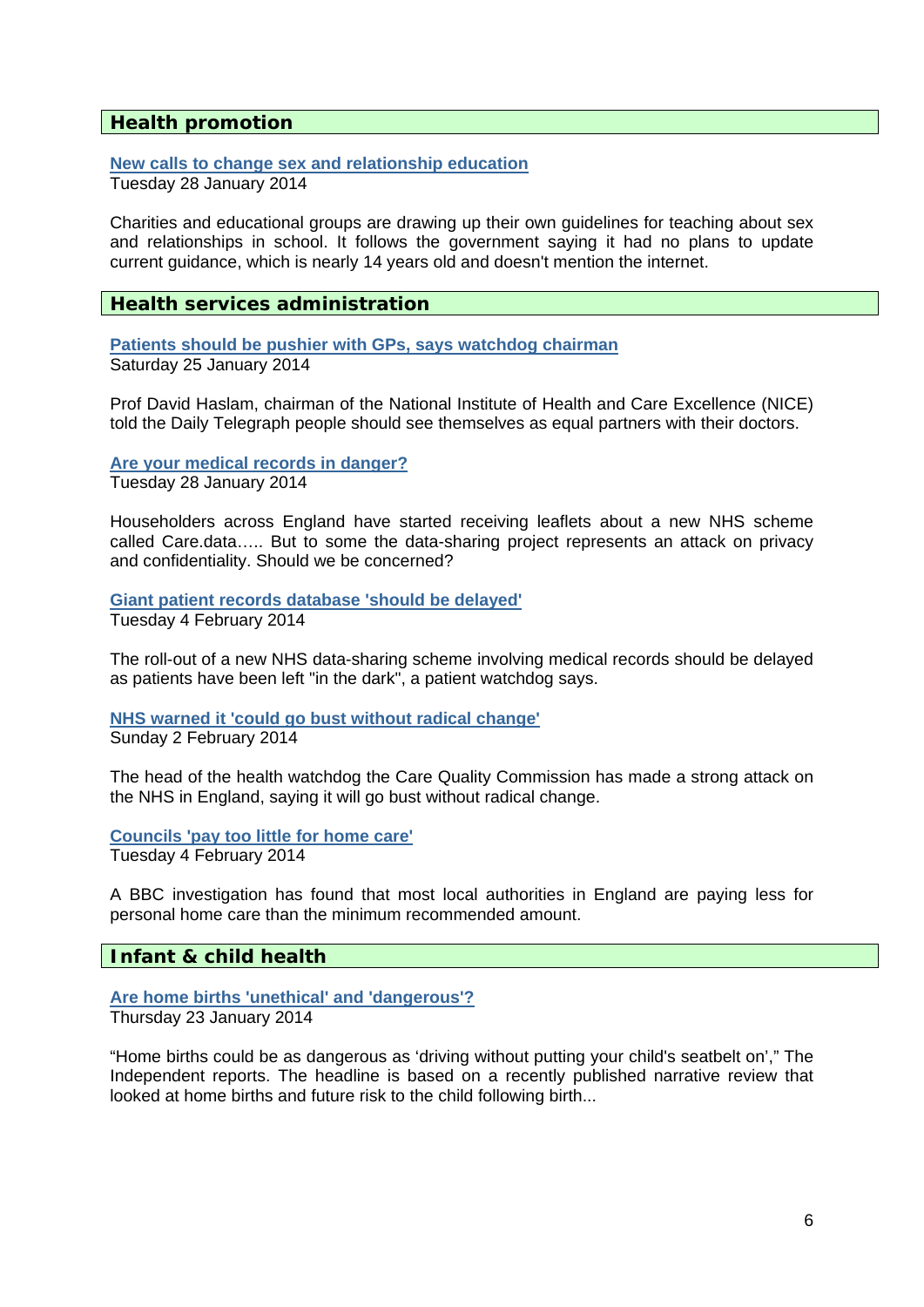## Health promotion

**New calls to change sex and relationship education**
Tuesday 28 January 2014

Charities and educational groups are drawing up their own guidelines for teaching about sex and relationships in school. It follows the government saying it had no plans to update current guidance, which is nearly 14 years old and doesn't mention the internet.

## Health services administration

**Patients should be pushier with GPs, says watchdog chairman**
Saturday 25 January 2014

Prof David Haslam, chairman of the National Institute of Health and Care Excellence (NICE) told the Daily Telegraph people should see themselves as equal partners with their doctors.

**Are your medical records in danger?**
Tuesday 28 January 2014

Householders across England have started receiving leaflets about a new NHS scheme called Care.data….. But to some the data-sharing project represents an attack on privacy and confidentiality. Should we be concerned?

**Giant patient records database 'should be delayed'**
Tuesday 4 February 2014

The roll-out of a new NHS data-sharing scheme involving medical records should be delayed as patients have been left "in the dark", a patient watchdog says.

**NHS warned it 'could go bust without radical change'**
Sunday 2 February 2014

The head of the health watchdog the Care Quality Commission has made a strong attack on the NHS in England, saying it will go bust without radical change.

**Councils 'pay too little for home care'**
Tuesday 4 February 2014

A BBC investigation has found that most local authorities in England are paying less for personal home care than the minimum recommended amount.

## Infant & child health

**Are home births 'unethical' and 'dangerous'?**
Thursday 23 January 2014

"Home births could be as dangerous as 'driving without putting your child's seatbelt on'," The Independent reports. The headline is based on a recently published narrative review that looked at home births and future risk to the child following birth...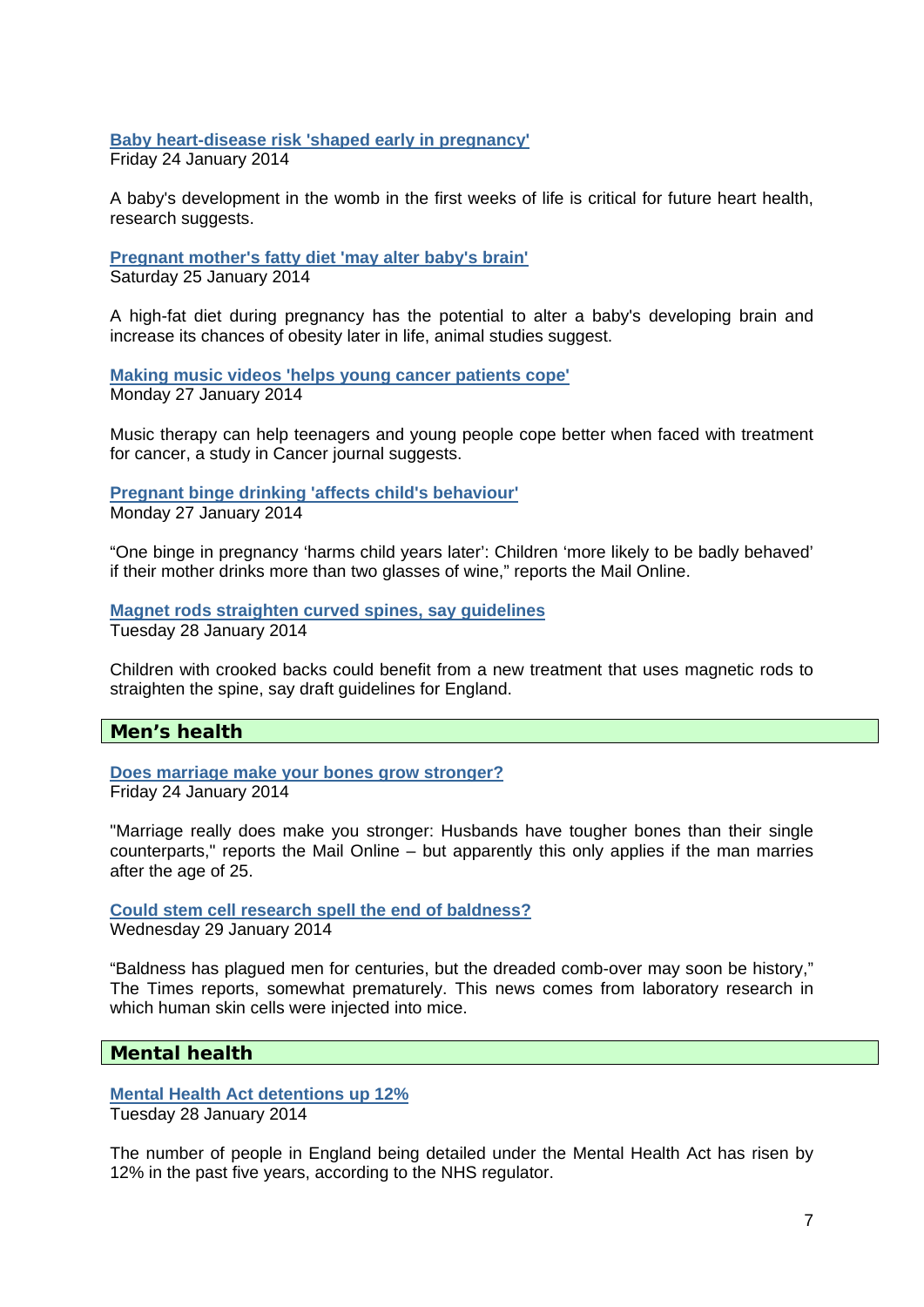**Baby heart-disease risk 'shaped early in pregnancy'**
Friday 24 January 2014

A baby's development in the womb in the first weeks of life is critical for future heart health, research suggests.

**Pregnant mother's fatty diet 'may alter baby's brain'**
Saturday 25 January 2014

A high-fat diet during pregnancy has the potential to alter a baby's developing brain and increase its chances of obesity later in life, animal studies suggest.

**Making music videos 'helps young cancer patients cope'**
Monday 27 January 2014

Music therapy can help teenagers and young people cope better when faced with treatment for cancer, a study in Cancer journal suggests.

**Pregnant binge drinking 'affects child's behaviour'**
Monday 27 January 2014

“One binge in pregnancy ‘harms child years later’: Children ‘more likely to be badly behaved’ if their mother drinks more than two glasses of wine,” reports the Mail Online.

**Magnet rods straighten curved spines, say guidelines**
Tuesday 28 January 2014

Children with crooked backs could benefit from a new treatment that uses magnetic rods to straighten the spine, say draft guidelines for England.

## Men’s health

**Does marriage make your bones grow stronger?**
Friday 24 January 2014

"Marriage really does make you stronger: Husbands have tougher bones than their single counterparts," reports the Mail Online – but apparently this only applies if the man marries after the age of 25.

**Could stem cell research spell the end of baldness?**
Wednesday 29 January 2014

“Baldness has plagued men for centuries, but the dreaded comb-over may soon be history,” The Times reports, somewhat prematurely. This news comes from laboratory research in which human skin cells were injected into mice.

## Mental health

**Mental Health Act detentions up 12%**
Tuesday 28 January 2014

The number of people in England being detailed under the Mental Health Act has risen by 12% in the past five years, according to the NHS regulator.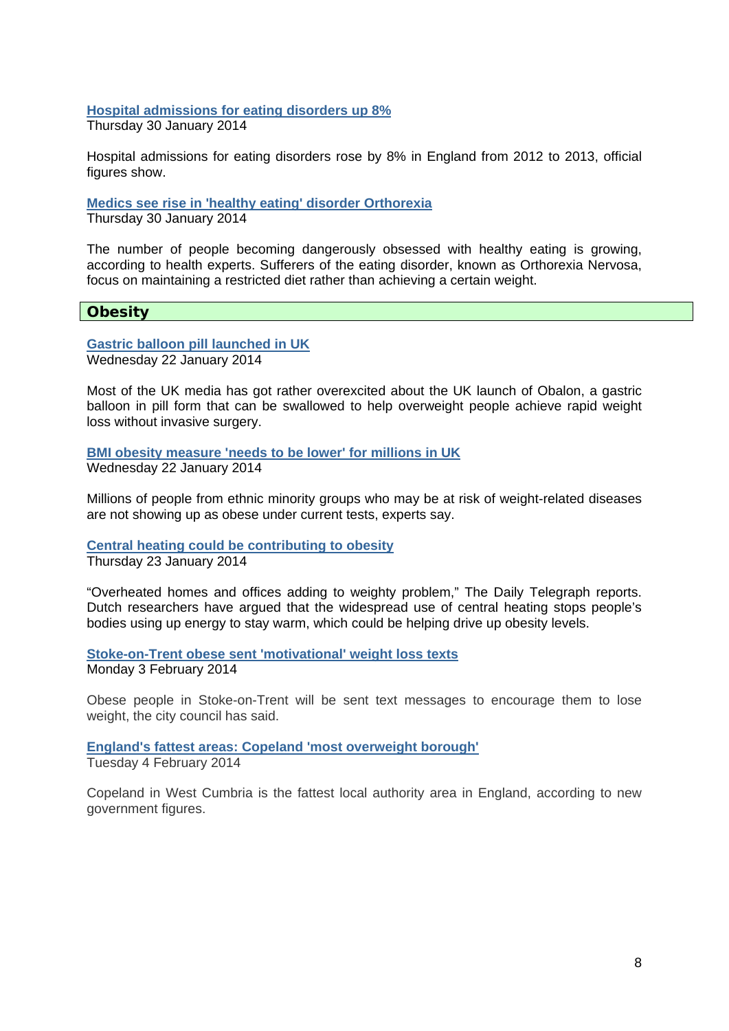**Hospital admissions for eating disorders up 8%**
Thursday 30 January 2014

Hospital admissions for eating disorders rose by 8% in England from 2012 to 2013, official figures show.

**Medics see rise in 'healthy eating' disorder Orthorexia**
Thursday 30 January 2014

The number of people becoming dangerously obsessed with healthy eating is growing, according to health experts. Sufferers of the eating disorder, known as Orthorexia Nervosa, focus on maintaining a restricted diet rather than achieving a certain weight.

## Obesity

**Gastric balloon pill launched in UK**
Wednesday 22 January 2014

Most of the UK media has got rather overexcited about the UK launch of Obalon, a gastric balloon in pill form that can be swallowed to help overweight people achieve rapid weight loss without invasive surgery.

**BMI obesity measure 'needs to be lower' for millions in UK**
Wednesday 22 January 2014

Millions of people from ethnic minority groups who may be at risk of weight-related diseases are not showing up as obese under current tests, experts say.

**Central heating could be contributing to obesity**
Thursday 23 January 2014

“Overheated homes and offices adding to weighty problem,” The Daily Telegraph reports. Dutch researchers have argued that the widespread use of central heating stops people’s bodies using up energy to stay warm, which could be helping drive up obesity levels.

**Stoke-on-Trent obese sent 'motivational' weight loss texts**
Monday 3 February 2014

Obese people in Stoke-on-Trent will be sent text messages to encourage them to lose weight, the city council has said.

**England's fattest areas: Copeland 'most overweight borough'**
Tuesday 4 February 2014

Copeland in West Cumbria is the fattest local authority area in England, according to new government figures.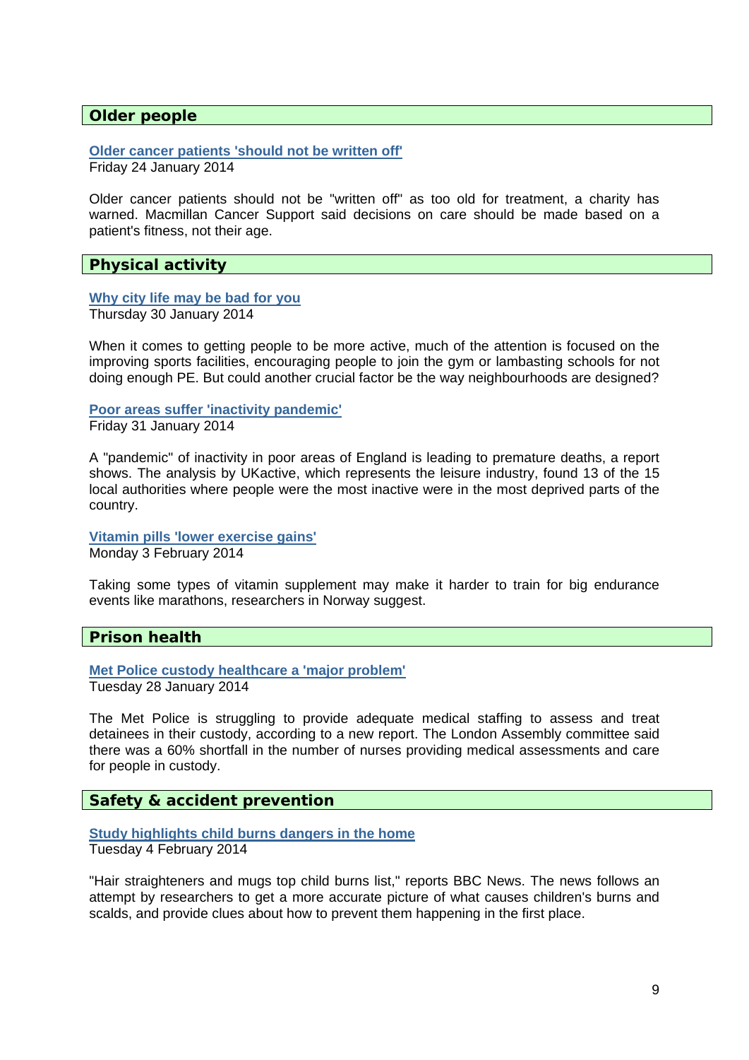## Older people

**Older cancer patients 'should not be written off'**
Friday 24 January 2014

Older cancer patients should not be "written off" as too old for treatment, a charity has warned. Macmillan Cancer Support said decisions on care should be made based on a patient's fitness, not their age.

## Physical activity

**Why city life may be bad for you**
Thursday 30 January 2014

When it comes to getting people to be more active, much of the attention is focused on the improving sports facilities, encouraging people to join the gym or lambasting schools for not doing enough PE. But could another crucial factor be the way neighbourhoods are designed?

**Poor areas suffer 'inactivity pandemic'**
Friday 31 January 2014

A "pandemic" of inactivity in poor areas of England is leading to premature deaths, a report shows. The analysis by UKactive, which represents the leisure industry, found 13 of the 15 local authorities where people were the most inactive were in the most deprived parts of the country.

**Vitamin pills 'lower exercise gains'**
Monday 3 February 2014

Taking some types of vitamin supplement may make it harder to train for big endurance events like marathons, researchers in Norway suggest.

## Prison health

**Met Police custody healthcare a 'major problem'**
Tuesday 28 January 2014

The Met Police is struggling to provide adequate medical staffing to assess and treat detainees in their custody, according to a new report. The London Assembly committee said there was a 60% shortfall in the number of nurses providing medical assessments and care for people in custody.

## Safety & accident prevention

**Study highlights child burns dangers in the home**
Tuesday 4 February 2014

"Hair straighteners and mugs top child burns list," reports BBC News. The news follows an attempt by researchers to get a more accurate picture of what causes children's burns and scalds, and provide clues about how to prevent them happening in the first place.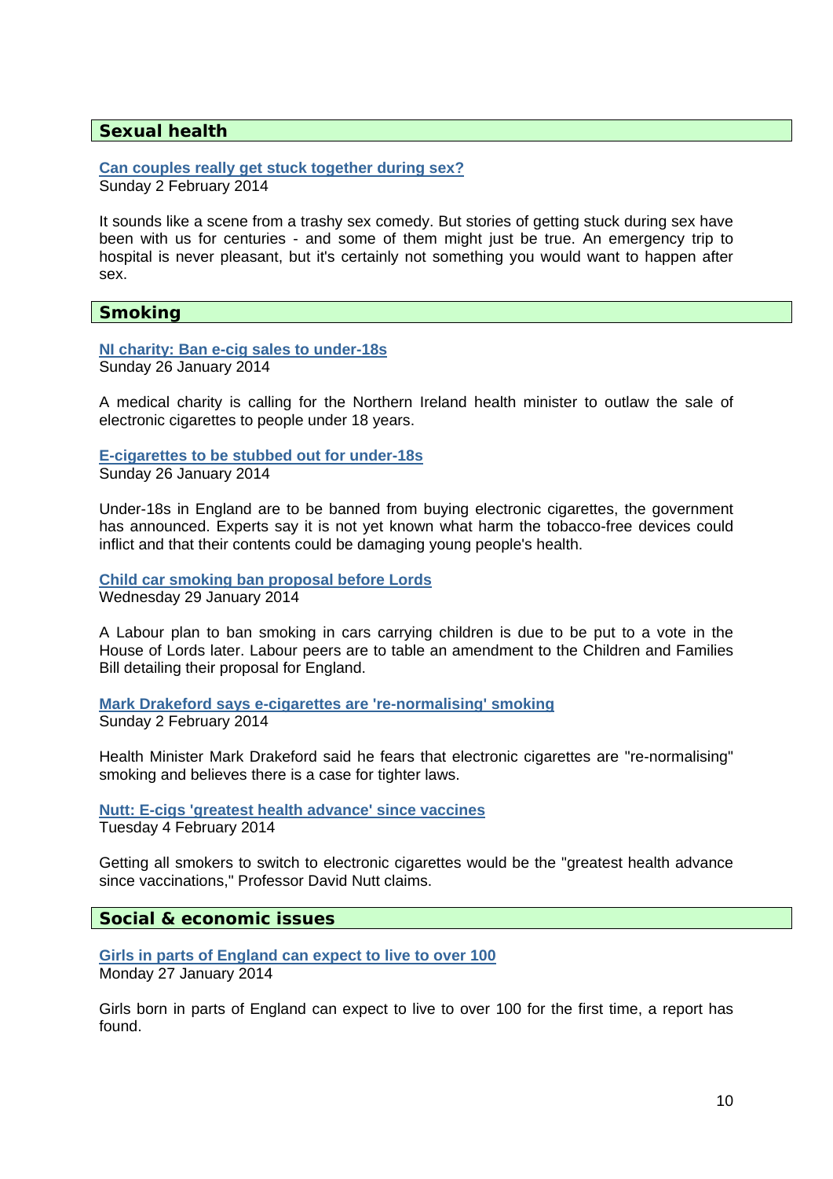## Sexual health

**Can couples really get stuck together during sex?**
Sunday 2 February 2014

It sounds like a scene from a trashy sex comedy. But stories of getting stuck during sex have been with us for centuries - and some of them might just be true. An emergency trip to hospital is never pleasant, but it's certainly not something you would want to happen after sex.

## Smoking

**NI charity: Ban e-cig sales to under-18s**
Sunday 26 January 2014

A medical charity is calling for the Northern Ireland health minister to outlaw the sale of electronic cigarettes to people under 18 years.

**E-cigarettes to be stubbed out for under-18s**
Sunday 26 January 2014

Under-18s in England are to be banned from buying electronic cigarettes, the government has announced. Experts say it is not yet known what harm the tobacco-free devices could inflict and that their contents could be damaging young people's health.

**Child car smoking ban proposal before Lords**
Wednesday 29 January 2014

A Labour plan to ban smoking in cars carrying children is due to be put to a vote in the House of Lords later. Labour peers are to table an amendment to the Children and Families Bill detailing their proposal for England.

**Mark Drakeford says e-cigarettes are 're-normalising' smoking**
Sunday 2 February 2014

Health Minister Mark Drakeford said he fears that electronic cigarettes are "re-normalising" smoking and believes there is a case for tighter laws.

**Nutt: E-cigs 'greatest health advance' since vaccines**
Tuesday 4 February 2014

Getting all smokers to switch to electronic cigarettes would be the "greatest health advance since vaccinations," Professor David Nutt claims.

## Social & economic issues

**Girls in parts of England can expect to live to over 100**
Monday 27 January 2014

Girls born in parts of England can expect to live to over 100 for the first time, a report has found.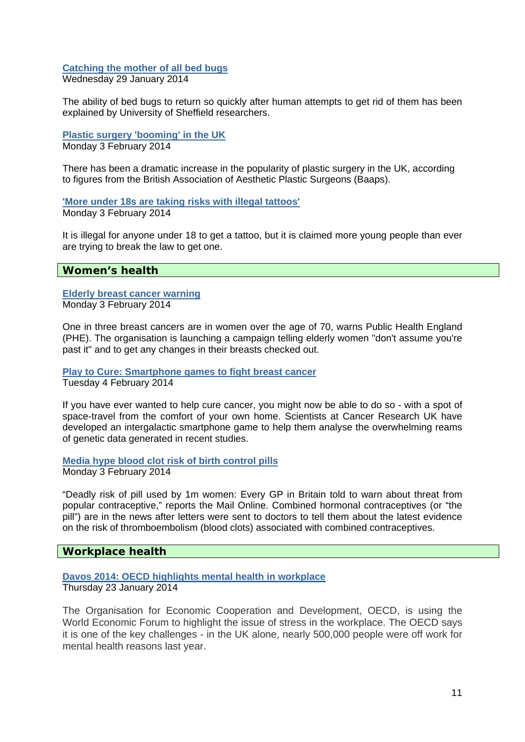**Catching the mother of all bed bugs**
Wednesday 29 January 2014

The ability of bed bugs to return so quickly after human attempts to get rid of them has been explained by University of Sheffield researchers.

**Plastic surgery 'booming' in the UK**
Monday 3 February 2014

There has been a dramatic increase in the popularity of plastic surgery in the UK, according to figures from the British Association of Aesthetic Plastic Surgeons (Baaps).

**'More under 18s are taking risks with illegal tattoos'**
Monday 3 February 2014

It is illegal for anyone under 18 to get a tattoo, but it is claimed more young people than ever are trying to break the law to get one.

## Women's health

**Elderly breast cancer warning**
Monday 3 February 2014

One in three breast cancers are in women over the age of 70, warns Public Health England (PHE). The organisation is launching a campaign telling elderly women "don't assume you're past it" and to get any changes in their breasts checked out.

**Play to Cure: Smartphone games to fight breast cancer**
Tuesday 4 February 2014

If you have ever wanted to help cure cancer, you might now be able to do so - with a spot of space-travel from the comfort of your own home. Scientists at Cancer Research UK have developed an intergalactic smartphone game to help them analyse the overwhelming reams of genetic data generated in recent studies.

**Media hype blood clot risk of birth control pills**
Monday 3 February 2014

"Deadly risk of pill used by 1m women: Every GP in Britain told to warn about threat from popular contraceptive," reports the Mail Online. Combined hormonal contraceptives (or "the pill") are in the news after letters were sent to doctors to tell them about the latest evidence on the risk of thromboembolism (blood clots) associated with combined contraceptives.

## Workplace health

**Davos 2014: OECD highlights mental health in workplace**
Thursday 23 January 2014

The Organisation for Economic Cooperation and Development, OECD, is using the World Economic Forum to highlight the issue of stress in the workplace. The OECD says it is one of the key challenges - in the UK alone, nearly 500,000 people were off work for mental health reasons last year.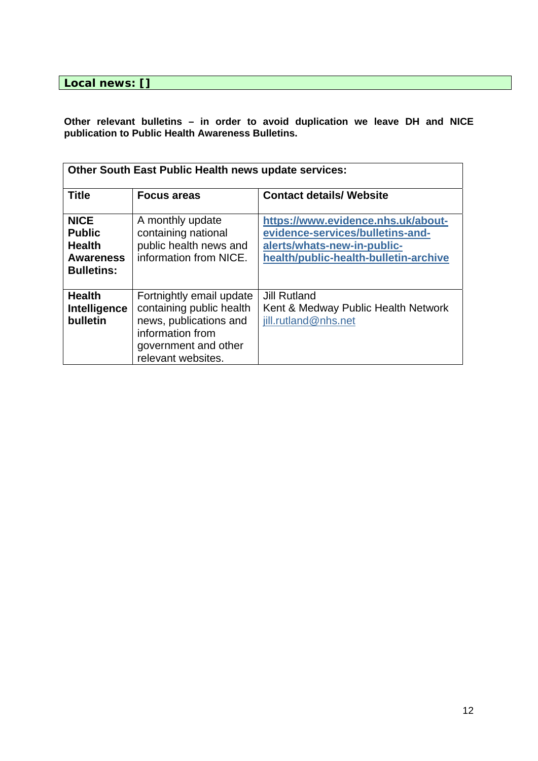## Local news: []

**Other relevant bulletins – in order to avoid duplication we leave DH and NICE publication to Public Health Awareness Bulletins.**

| Other South East Public Health news update services: | | |
|---|---|---|
| **Title** | **Focus areas** | **Contact details/ Website** |
| **NICE Public Health Awareness Bulletins:** | A monthly update containing national public health news and information from NICE. | **https://www.evidence.nhs.uk/about-evidence-services/bulletins-and-alerts/whats-new-in-public-health/public-health-bulletin-archive** |
| **Health Intelligence bulletin** | Fortnightly email update containing public health news, publications and information from government and other relevant websites. | Jill Rutland<br>Kent & Medway Public Health Network<br>jill.rutland@nhs.net |